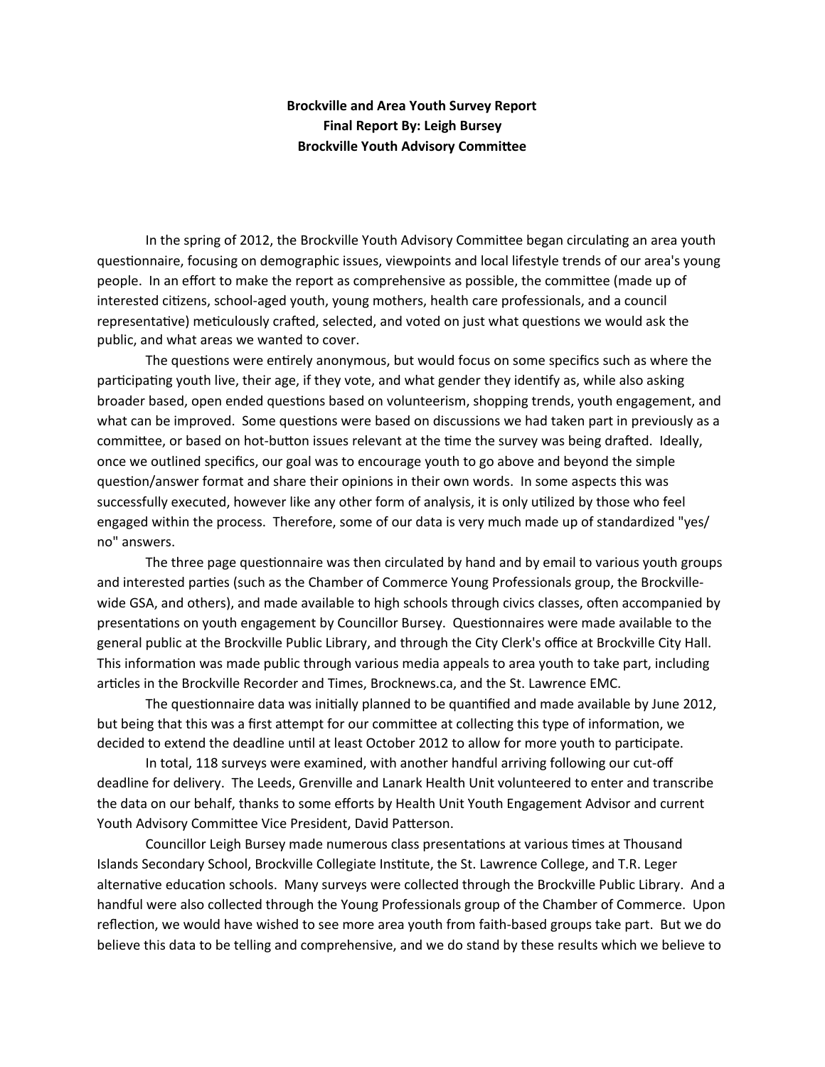**Brockville and Area Youth Survey Report**
**Final Report By: Leigh Bursey**
**Brockville Youth Advisory Committee**

In the spring of 2012, the Brockville Youth Advisory Committee began circulating an area youth questionnaire, focusing on demographic issues, viewpoints and local lifestyle trends of our area's young people. In an effort to make the report as comprehensive as possible, the committee (made up of interested citizens, school-aged youth, young mothers, health care professionals, and a council representative) meticulously crafted, selected, and voted on just what questions we would ask the public, and what areas we wanted to cover.

The questions were entirely anonymous, but would focus on some specifics such as where the participating youth live, their age, if they vote, and what gender they identify as, while also asking broader based, open ended questions based on volunteerism, shopping trends, youth engagement, and what can be improved. Some questions were based on discussions we had taken part in previously as a committee, or based on hot-button issues relevant at the time the survey was being drafted. Ideally, once we outlined specifics, our goal was to encourage youth to go above and beyond the simple question/answer format and share their opinions in their own words. In some aspects this was successfully executed, however like any other form of analysis, it is only utilized by those who feel engaged within the process. Therefore, some of our data is very much made up of standardized "yes/no" answers.

The three page questionnaire was then circulated by hand and by email to various youth groups and interested parties (such as the Chamber of Commerce Young Professionals group, the Brockville-wide GSA, and others), and made available to high schools through civics classes, often accompanied by presentations on youth engagement by Councillor Bursey. Questionnaires were made available to the general public at the Brockville Public Library, and through the City Clerk's office at Brockville City Hall. This information was made public through various media appeals to area youth to take part, including articles in the Brockville Recorder and Times, Brocknews.ca, and the St. Lawrence EMC.

The questionnaire data was initially planned to be quantified and made available by June 2012, but being that this was a first attempt for our committee at collecting this type of information, we decided to extend the deadline until at least October 2012 to allow for more youth to participate.

In total, 118 surveys were examined, with another handful arriving following our cut-off deadline for delivery. The Leeds, Grenville and Lanark Health Unit volunteered to enter and transcribe the data on our behalf, thanks to some efforts by Health Unit Youth Engagement Advisor and current Youth Advisory Committee Vice President, David Patterson.

Councillor Leigh Bursey made numerous class presentations at various times at Thousand Islands Secondary School, Brockville Collegiate Institute, the St. Lawrence College, and T.R. Leger alternative education schools. Many surveys were collected through the Brockville Public Library. And a handful were also collected through the Young Professionals group of the Chamber of Commerce. Upon reflection, we would have wished to see more area youth from faith-based groups take part. But we do believe this data to be telling and comprehensive, and we do stand by these results which we believe to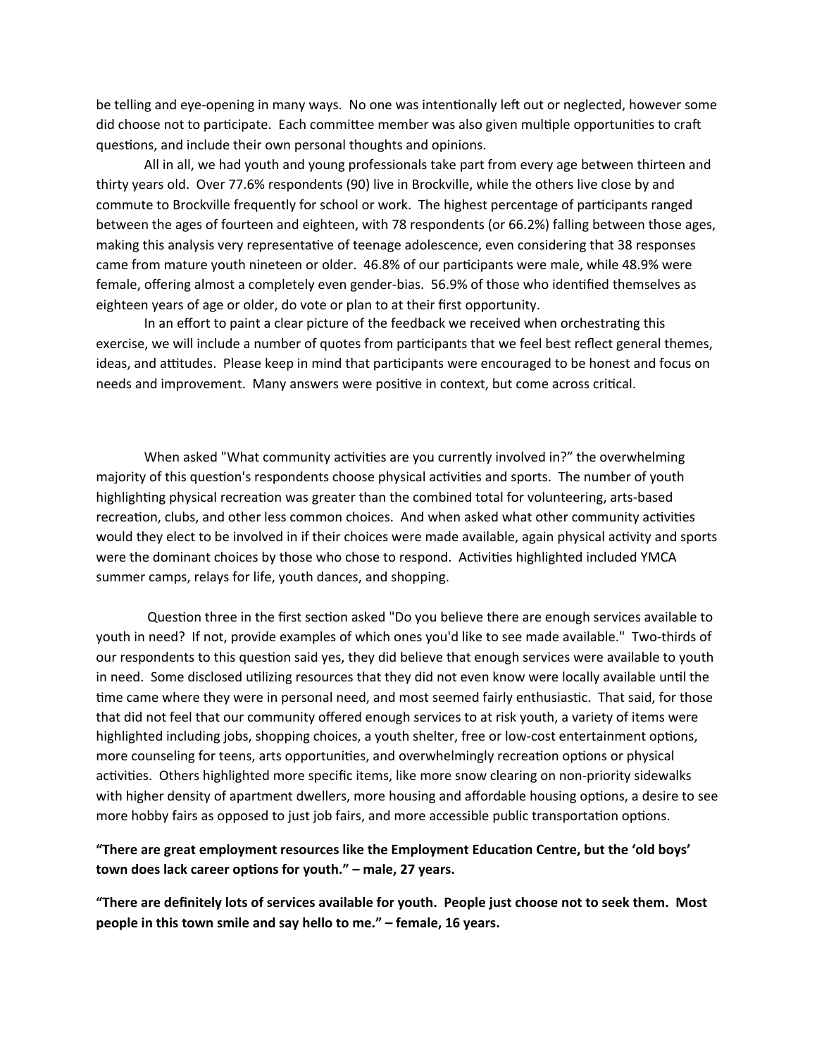be telling and eye-opening in many ways. No one was intentionally left out or neglected, however some did choose not to participate. Each committee member was also given multiple opportunities to craft questions, and include their own personal thoughts and opinions.

All in all, we had youth and young professionals take part from every age between thirteen and thirty years old. Over 77.6% respondents (90) live in Brockville, while the others live close by and commute to Brockville frequently for school or work. The highest percentage of participants ranged between the ages of fourteen and eighteen, with 78 respondents (or 66.2%) falling between those ages, making this analysis very representative of teenage adolescence, even considering that 38 responses came from mature youth nineteen or older. 46.8% of our participants were male, while 48.9% were female, offering almost a completely even gender-bias. 56.9% of those who identified themselves as eighteen years of age or older, do vote or plan to at their first opportunity.

In an effort to paint a clear picture of the feedback we received when orchestrating this exercise, we will include a number of quotes from participants that we feel best reflect general themes, ideas, and attitudes. Please keep in mind that participants were encouraged to be honest and focus on needs and improvement. Many answers were positive in context, but come across critical.

When asked "What community activities are you currently involved in?" the overwhelming majority of this question's respondents choose physical activities and sports. The number of youth highlighting physical recreation was greater than the combined total for volunteering, arts-based recreation, clubs, and other less common choices. And when asked what other community activities would they elect to be involved in if their choices were made available, again physical activity and sports were the dominant choices by those who chose to respond. Activities highlighted included YMCA summer camps, relays for life, youth dances, and shopping.

Question three in the first section asked "Do you believe there are enough services available to youth in need? If not, provide examples of which ones you'd like to see made available." Two-thirds of our respondents to this question said yes, they did believe that enough services were available to youth in need. Some disclosed utilizing resources that they did not even know were locally available until the time came where they were in personal need, and most seemed fairly enthusiastic. That said, for those that did not feel that our community offered enough services to at risk youth, a variety of items were highlighted including jobs, shopping choices, a youth shelter, free or low-cost entertainment options, more counseling for teens, arts opportunities, and overwhelmingly recreation options or physical activities. Others highlighted more specific items, like more snow clearing on non-priority sidewalks with higher density of apartment dwellers, more housing and affordable housing options, a desire to see more hobby fairs as opposed to just job fairs, and more accessible public transportation options.

**"There are great employment resources like the Employment Education Centre, but the 'old boys' town does lack career options for youth." – male, 27 years.**

**"There are definitely lots of services available for youth. People just choose not to seek them. Most people in this town smile and say hello to me." – female, 16 years.**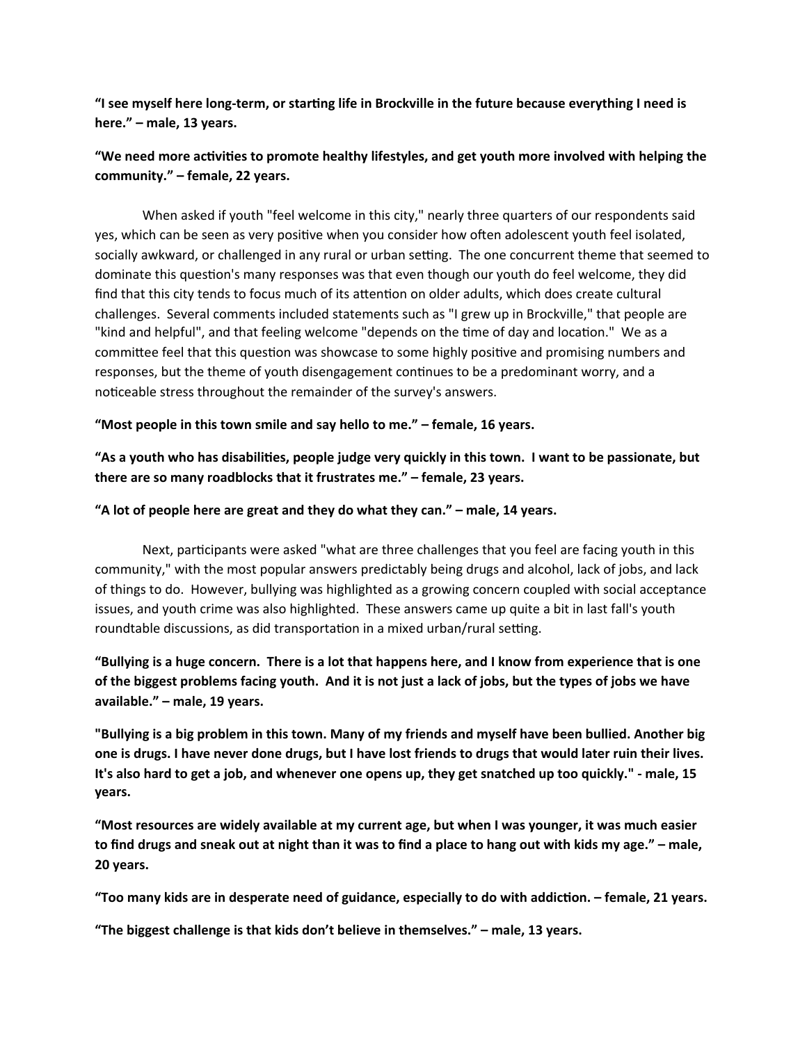**“I see myself here long-term, or starting life in Brockville in the future because everything I need is here.” – male, 13 years.**

**“We need more activities to promote healthy lifestyles, and get youth more involved with helping the community.” – female, 22 years.**

When asked if youth "feel welcome in this city," nearly three quarters of our respondents said yes, which can be seen as very positive when you consider how often adolescent youth feel isolated, socially awkward, or challenged in any rural or urban setting. The one concurrent theme that seemed to dominate this question's many responses was that even though our youth do feel welcome, they did find that this city tends to focus much of its attention on older adults, which does create cultural challenges. Several comments included statements such as "I grew up in Brockville," that people are "kind and helpful", and that feeling welcome "depends on the time of day and location." We as a committee feel that this question was showcase to some highly positive and promising numbers and responses, but the theme of youth disengagement continues to be a predominant worry, and a noticeable stress throughout the remainder of the survey's answers.

**“Most people in this town smile and say hello to me.” – female, 16 years.**

**“As a youth who has disabilities, people judge very quickly in this town. I want to be passionate, but there are so many roadblocks that it frustrates me.” – female, 23 years.**

**“A lot of people here are great and they do what they can.” – male, 14 years.**

Next, participants were asked "what are three challenges that you feel are facing youth in this community," with the most popular answers predictably being drugs and alcohol, lack of jobs, and lack of things to do. However, bullying was highlighted as a growing concern coupled with social acceptance issues, and youth crime was also highlighted. These answers came up quite a bit in last fall's youth roundtable discussions, as did transportation in a mixed urban/rural setting.

**“Bullying is a huge concern. There is a lot that happens here, and I know from experience that is one of the biggest problems facing youth. And it is not just a lack of jobs, but the types of jobs we have available.” – male, 19 years.**

**"Bullying is a big problem in this town. Many of my friends and myself have been bullied. Another big one is drugs. I have never done drugs, but I have lost friends to drugs that would later ruin their lives. It's also hard to get a job, and whenever one opens up, they get snatched up too quickly." - male, 15 years.**

**“Most resources are widely available at my current age, but when I was younger, it was much easier to find drugs and sneak out at night than it was to find a place to hang out with kids my age.” – male, 20 years.**

**“Too many kids are in desperate need of guidance, especially to do with addiction. – female, 21 years.**

**“The biggest challenge is that kids don’t believe in themselves.” – male, 13 years.**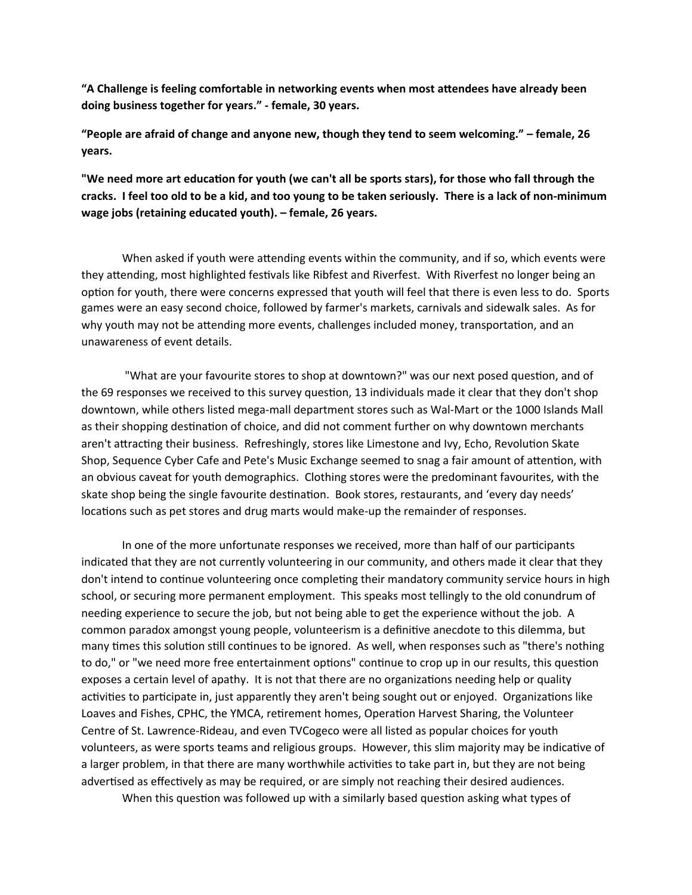**“A Challenge is feeling comfortable in networking events when most attendees have already been doing business together for years.” - female, 30 years.**

**“People are afraid of change and anyone new, though they tend to seem welcoming.” – female, 26 years.**

**"We need more art education for youth (we can't all be sports stars), for those who fall through the cracks. I feel too old to be a kid, and too young to be taken seriously. There is a lack of non-minimum wage jobs (retaining educated youth). – female, 26 years.**

When asked if youth were attending events within the community, and if so, which events were they attending, most highlighted festivals like Ribfest and Riverfest. With Riverfest no longer being an option for youth, there were concerns expressed that youth will feel that there is even less to do. Sports games were an easy second choice, followed by farmer's markets, carnivals and sidewalk sales. As for why youth may not be attending more events, challenges included money, transportation, and an unawareness of event details.

"What are your favourite stores to shop at downtown?" was our next posed question, and of the 69 responses we received to this survey question, 13 individuals made it clear that they don't shop downtown, while others listed mega-mall department stores such as Wal-Mart or the 1000 Islands Mall as their shopping destination of choice, and did not comment further on why downtown merchants aren't attracting their business. Refreshingly, stores like Limestone and Ivy, Echo, Revolution Skate Shop, Sequence Cyber Cafe and Pete's Music Exchange seemed to snag a fair amount of attention, with an obvious caveat for youth demographics. Clothing stores were the predominant favourites, with the skate shop being the single favourite destination. Book stores, restaurants, and ‘every day needs’ locations such as pet stores and drug marts would make-up the remainder of responses.

In one of the more unfortunate responses we received, more than half of our participants indicated that they are not currently volunteering in our community, and others made it clear that they don't intend to continue volunteering once completing their mandatory community service hours in high school, or securing more permanent employment. This speaks most tellingly to the old conundrum of needing experience to secure the job, but not being able to get the experience without the job. A common paradox amongst young people, volunteerism is a definitive anecdote to this dilemma, but many times this solution still continues to be ignored. As well, when responses such as "there's nothing to do," or "we need more free entertainment options" continue to crop up in our results, this question exposes a certain level of apathy. It is not that there are no organizations needing help or quality activities to participate in, just apparently they aren't being sought out or enjoyed. Organizations like Loaves and Fishes, CPHC, the YMCA, retirement homes, Operation Harvest Sharing, the Volunteer Centre of St. Lawrence-Rideau, and even TVCogeco were all listed as popular choices for youth volunteers, as were sports teams and religious groups. However, this slim majority may be indicative of a larger problem, in that there are many worthwhile activities to take part in, but they are not being advertised as effectively as may be required, or are simply not reaching their desired audiences.

When this question was followed up with a similarly based question asking what types of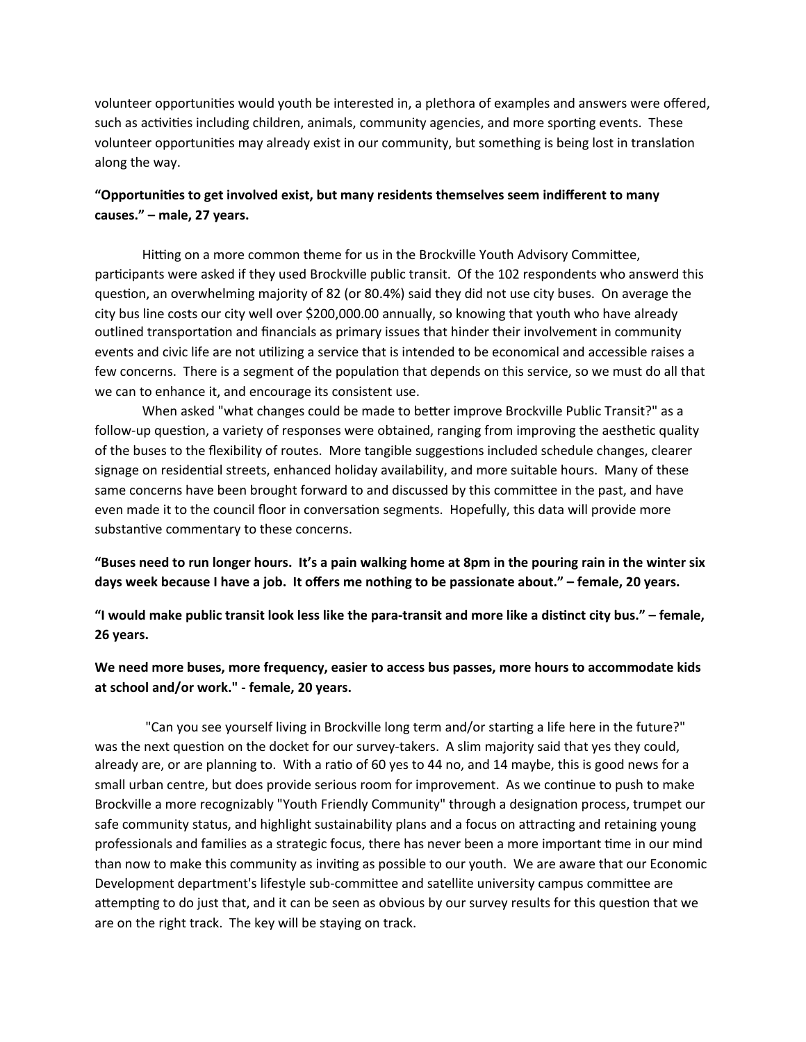volunteer opportunities would youth be interested in, a plethora of examples and answers were offered, such as activities including children, animals, community agencies, and more sporting events. These volunteer opportunities may already exist in our community, but something is being lost in translation along the way.

**“Opportunities to get involved exist, but many residents themselves seem indifferent to many causes.” – male, 27 years.**

Hitting on a more common theme for us in the Brockville Youth Advisory Committee, participants were asked if they used Brockville public transit. Of the 102 respondents who answerd this question, an overwhelming majority of 82 (or 80.4%) said they did not use city buses. On average the city bus line costs our city well over $200,000.00 annually, so knowing that youth who have already outlined transportation and financials as primary issues that hinder their involvement in community events and civic life are not utilizing a service that is intended to be economical and accessible raises a few concerns. There is a segment of the population that depends on this service, so we must do all that we can to enhance it, and encourage its consistent use.

When asked "what changes could be made to better improve Brockville Public Transit?" as a follow-up question, a variety of responses were obtained, ranging from improving the aesthetic quality of the buses to the flexibility of routes. More tangible suggestions included schedule changes, clearer signage on residential streets, enhanced holiday availability, and more suitable hours. Many of these same concerns have been brought forward to and discussed by this committee in the past, and have even made it to the council floor in conversation segments. Hopefully, this data will provide more substantive commentary to these concerns.

**“Buses need to run longer hours. It’s a pain walking home at 8pm in the pouring rain in the winter six days week because I have a job. It offers me nothing to be passionate about.” – female, 20 years.**

**“I would make public transit look less like the para-transit and more like a distinct city bus.” – female, 26 years.**

**We need more buses, more frequency, easier to access bus passes, more hours to accommodate kids at school and/or work." - female, 20 years.**

"Can you see yourself living in Brockville long term and/or starting a life here in the future?" was the next question on the docket for our survey-takers. A slim majority said that yes they could, already are, or are planning to. With a ratio of 60 yes to 44 no, and 14 maybe, this is good news for a small urban centre, but does provide serious room for improvement. As we continue to push to make Brockville a more recognizably "Youth Friendly Community" through a designation process, trumpet our safe community status, and highlight sustainability plans and a focus on attracting and retaining young professionals and families as a strategic focus, there has never been a more important time in our mind than now to make this community as inviting as possible to our youth. We are aware that our Economic Development department's lifestyle sub-committee and satellite university campus committee are attempting to do just that, and it can be seen as obvious by our survey results for this question that we are on the right track. The key will be staying on track.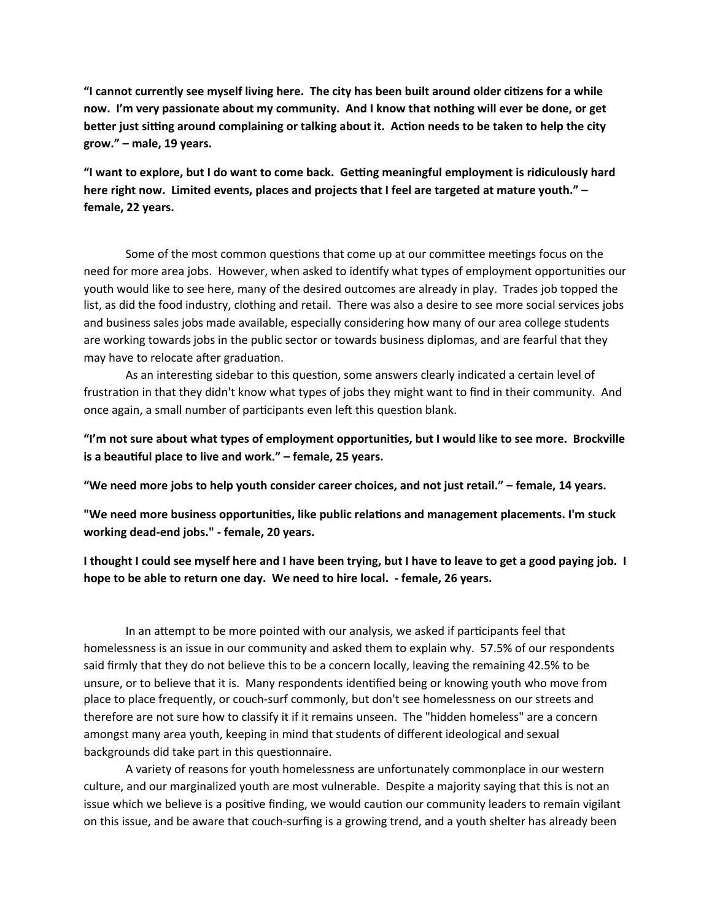**"I cannot currently see myself living here. The city has been built around older citizens for a while now. I'm very passionate about my community. And I know that nothing will ever be done, or get better just sitting around complaining or talking about it. Action needs to be taken to help the city grow." – male, 19 years.**

**"I want to explore, but I do want to come back. Getting meaningful employment is ridiculously hard here right now. Limited events, places and projects that I feel are targeted at mature youth." – female, 22 years.**

Some of the most common questions that come up at our committee meetings focus on the need for more area jobs. However, when asked to identify what types of employment opportunities our youth would like to see here, many of the desired outcomes are already in play. Trades job topped the list, as did the food industry, clothing and retail. There was also a desire to see more social services jobs and business sales jobs made available, especially considering how many of our area college students are working towards jobs in the public sector or towards business diplomas, and are fearful that they may have to relocate after graduation.

As an interesting sidebar to this question, some answers clearly indicated a certain level of frustration in that they didn't know what types of jobs they might want to find in their community. And once again, a small number of participants even left this question blank.

**"I'm not sure about what types of employment opportunities, but I would like to see more. Brockville is a beautiful place to live and work." – female, 25 years.**

**"We need more jobs to help youth consider career choices, and not just retail." – female, 14 years.**

**"We need more business opportunities, like public relations and management placements. I'm stuck working dead-end jobs." - female, 20 years.**

**I thought I could see myself here and I have been trying, but I have to leave to get a good paying job. I hope to be able to return one day. We need to hire local. - female, 26 years.**

In an attempt to be more pointed with our analysis, we asked if participants feel that homelessness is an issue in our community and asked them to explain why. 57.5% of our respondents said firmly that they do not believe this to be a concern locally, leaving the remaining 42.5% to be unsure, or to believe that it is. Many respondents identified being or knowing youth who move from place to place frequently, or couch-surf commonly, but don't see homelessness on our streets and therefore are not sure how to classify it if it remains unseen. The "hidden homeless" are a concern amongst many area youth, keeping in mind that students of different ideological and sexual backgrounds did take part in this questionnaire.

A variety of reasons for youth homelessness are unfortunately commonplace in our western culture, and our marginalized youth are most vulnerable. Despite a majority saying that this is not an issue which we believe is a positive finding, we would caution our community leaders to remain vigilant on this issue, and be aware that couch-surfing is a growing trend, and a youth shelter has already been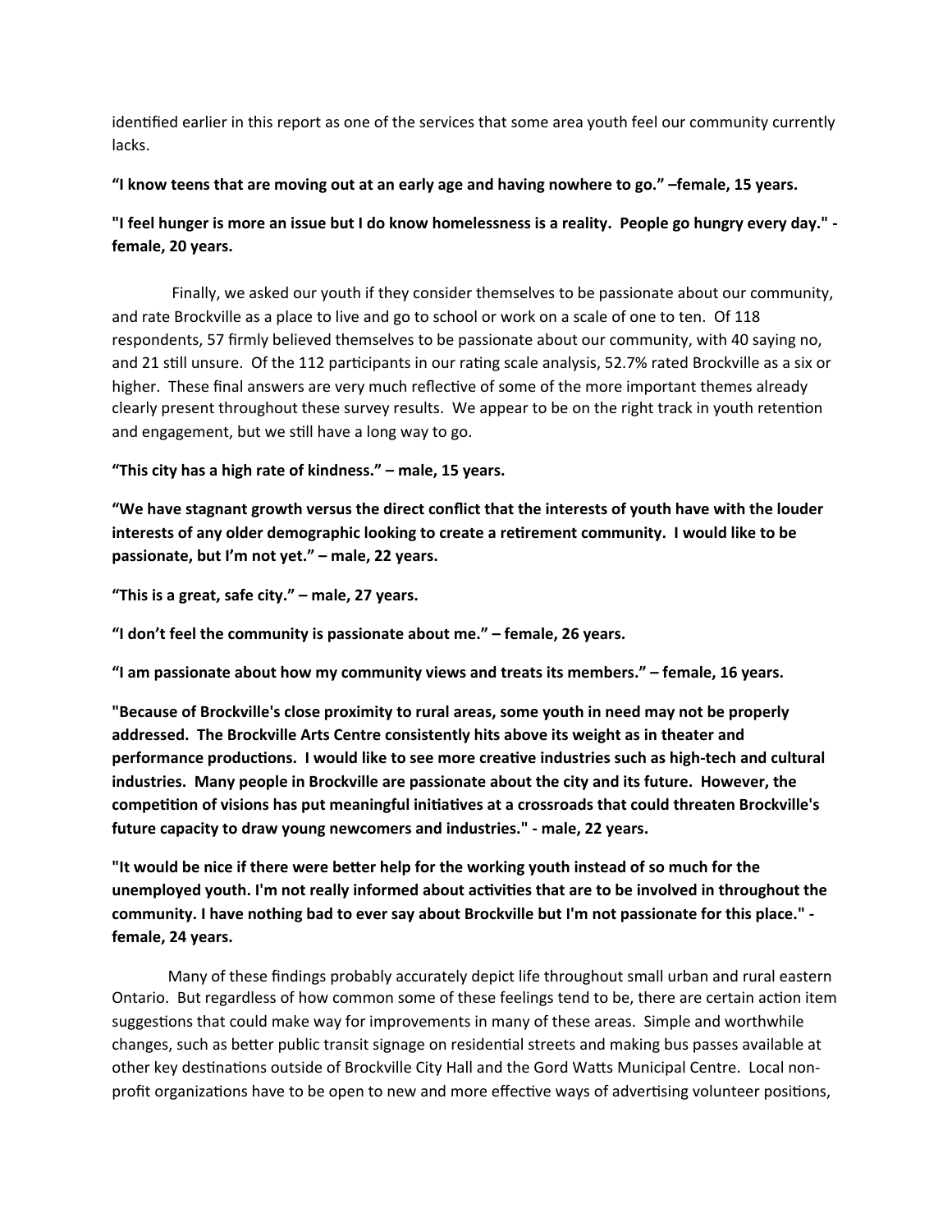identified earlier in this report as one of the services that some area youth feel our community currently lacks.

**"I know teens that are moving out at an early age and having nowhere to go." –female, 15 years.**

**"I feel hunger is more an issue but I do know homelessness is a reality. People go hungry every day." - female, 20 years.**

Finally, we asked our youth if they consider themselves to be passionate about our community, and rate Brockville as a place to live and go to school or work on a scale of one to ten. Of 118 respondents, 57 firmly believed themselves to be passionate about our community, with 40 saying no, and 21 still unsure. Of the 112 participants in our rating scale analysis, 52.7% rated Brockville as a six or higher. These final answers are very much reflective of some of the more important themes already clearly present throughout these survey results. We appear to be on the right track in youth retention and engagement, but we still have a long way to go.

**"This city has a high rate of kindness." – male, 15 years.**

**"We have stagnant growth versus the direct conflict that the interests of youth have with the louder interests of any older demographic looking to create a retirement community. I would like to be passionate, but I'm not yet." – male, 22 years.**

**"This is a great, safe city." – male, 27 years.**

**"I don't feel the community is passionate about me." – female, 26 years.**

**"I am passionate about how my community views and treats its members." – female, 16 years.**

**"Because of Brockville's close proximity to rural areas, some youth in need may not be properly addressed. The Brockville Arts Centre consistently hits above its weight as in theater and performance productions. I would like to see more creative industries such as high-tech and cultural industries. Many people in Brockville are passionate about the city and its future. However, the competition of visions has put meaningful initiatives at a crossroads that could threaten Brockville's future capacity to draw young newcomers and industries." - male, 22 years.**

**"It would be nice if there were better help for the working youth instead of so much for the unemployed youth. I'm not really informed about activities that are to be involved in throughout the community. I have nothing bad to ever say about Brockville but I'm not passionate for this place." - female, 24 years.**

Many of these findings probably accurately depict life throughout small urban and rural eastern Ontario. But regardless of how common some of these feelings tend to be, there are certain action item suggestions that could make way for improvements in many of these areas. Simple and worthwhile changes, such as better public transit signage on residential streets and making bus passes available at other key destinations outside of Brockville City Hall and the Gord Watts Municipal Centre. Local non-profit organizations have to be open to new and more effective ways of advertising volunteer positions,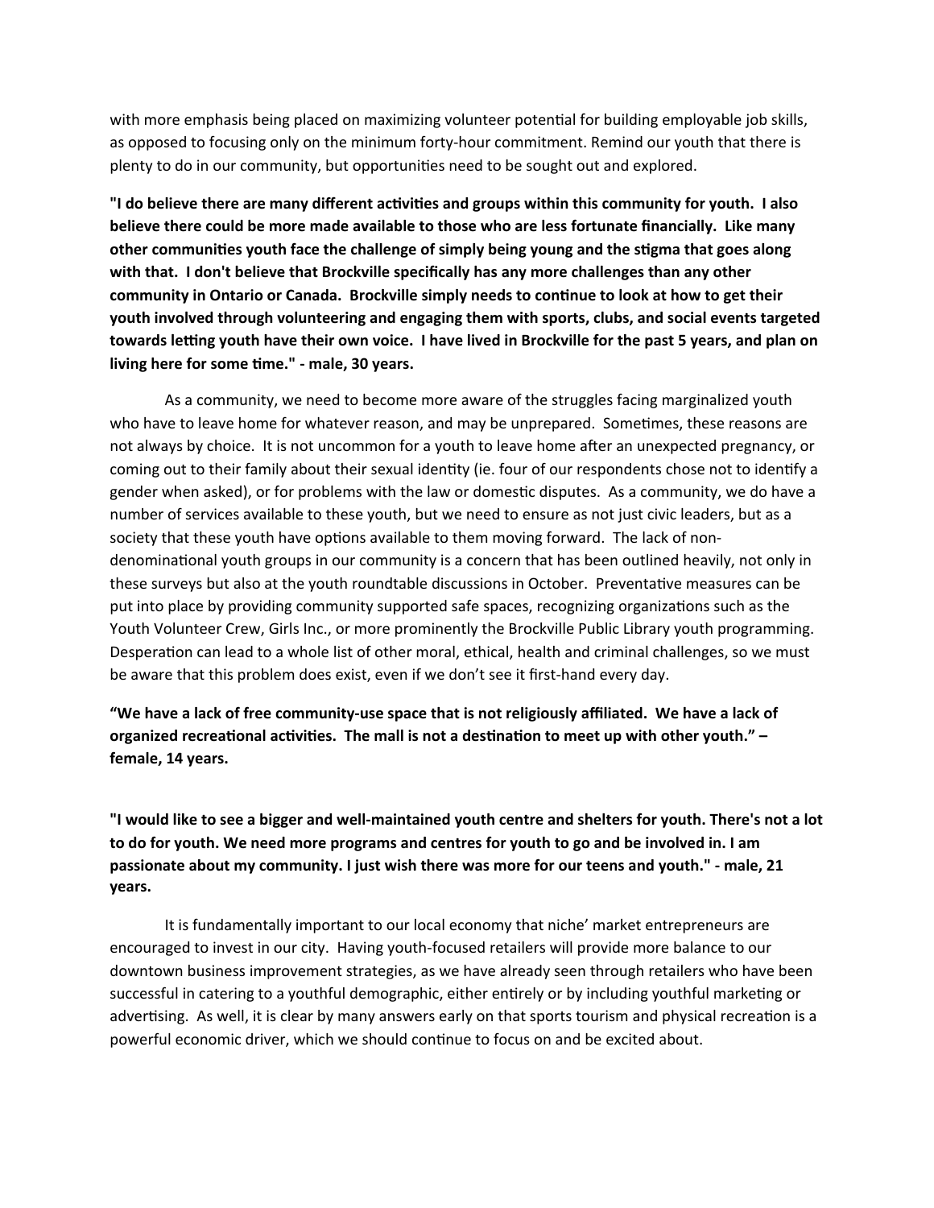with more emphasis being placed on maximizing volunteer potential for building employable job skills, as opposed to focusing only on the minimum forty-hour commitment. Remind our youth that there is plenty to do in our community, but opportunities need to be sought out and explored.

**"I do believe there are many different activities and groups within this community for youth. I also believe there could be more made available to those who are less fortunate financially. Like many other communities youth face the challenge of simply being young and the stigma that goes along with that. I don't believe that Brockville specifically has any more challenges than any other community in Ontario or Canada. Brockville simply needs to continue to look at how to get their youth involved through volunteering and engaging them with sports, clubs, and social events targeted towards letting youth have their own voice. I have lived in Brockville for the past 5 years, and plan on living here for some time." - male, 30 years.**

As a community, we need to become more aware of the struggles facing marginalized youth who have to leave home for whatever reason, and may be unprepared. Sometimes, these reasons are not always by choice. It is not uncommon for a youth to leave home after an unexpected pregnancy, or coming out to their family about their sexual identity (ie. four of our respondents chose not to identify a gender when asked), or for problems with the law or domestic disputes. As a community, we do have a number of services available to these youth, but we need to ensure as not just civic leaders, but as a society that these youth have options available to them moving forward. The lack of non-denominational youth groups in our community is a concern that has been outlined heavily, not only in these surveys but also at the youth roundtable discussions in October. Preventative measures can be put into place by providing community supported safe spaces, recognizing organizations such as the Youth Volunteer Crew, Girls Inc., or more prominently the Brockville Public Library youth programming. Desperation can lead to a whole list of other moral, ethical, health and criminal challenges, so we must be aware that this problem does exist, even if we don't see it first-hand every day.

**"We have a lack of free community-use space that is not religiously affiliated. We have a lack of organized recreational activities. The mall is not a destination to meet up with other youth." – female, 14 years.**

**"I would like to see a bigger and well-maintained youth centre and shelters for youth. There's not a lot to do for youth. We need more programs and centres for youth to go and be involved in. I am passionate about my community. I just wish there was more for our teens and youth." - male, 21 years.**

It is fundamentally important to our local economy that niche' market entrepreneurs are encouraged to invest in our city. Having youth-focused retailers will provide more balance to our downtown business improvement strategies, as we have already seen through retailers who have been successful in catering to a youthful demographic, either entirely or by including youthful marketing or advertising. As well, it is clear by many answers early on that sports tourism and physical recreation is a powerful economic driver, which we should continue to focus on and be excited about.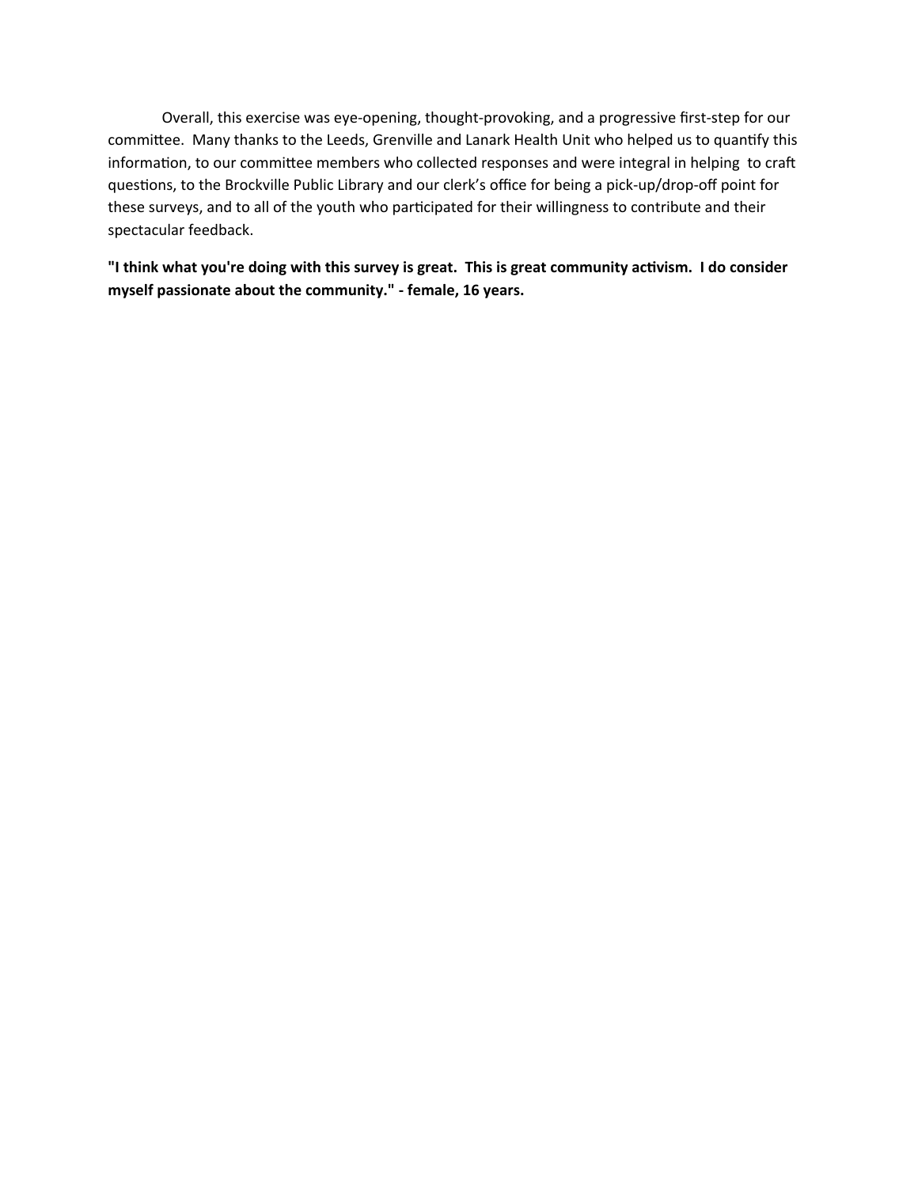Overall, this exercise was eye-opening, thought-provoking, and a progressive first-step for our committee. Many thanks to the Leeds, Grenville and Lanark Health Unit who helped us to quantify this information, to our committee members who collected responses and were integral in helping to craft questions, to the Brockville Public Library and our clerk's office for being a pick-up/drop-off point for these surveys, and to all of the youth who participated for their willingness to contribute and their spectacular feedback.

**"I think what you're doing with this survey is great. This is great community activism. I do consider myself passionate about the community." - female, 16 years.**